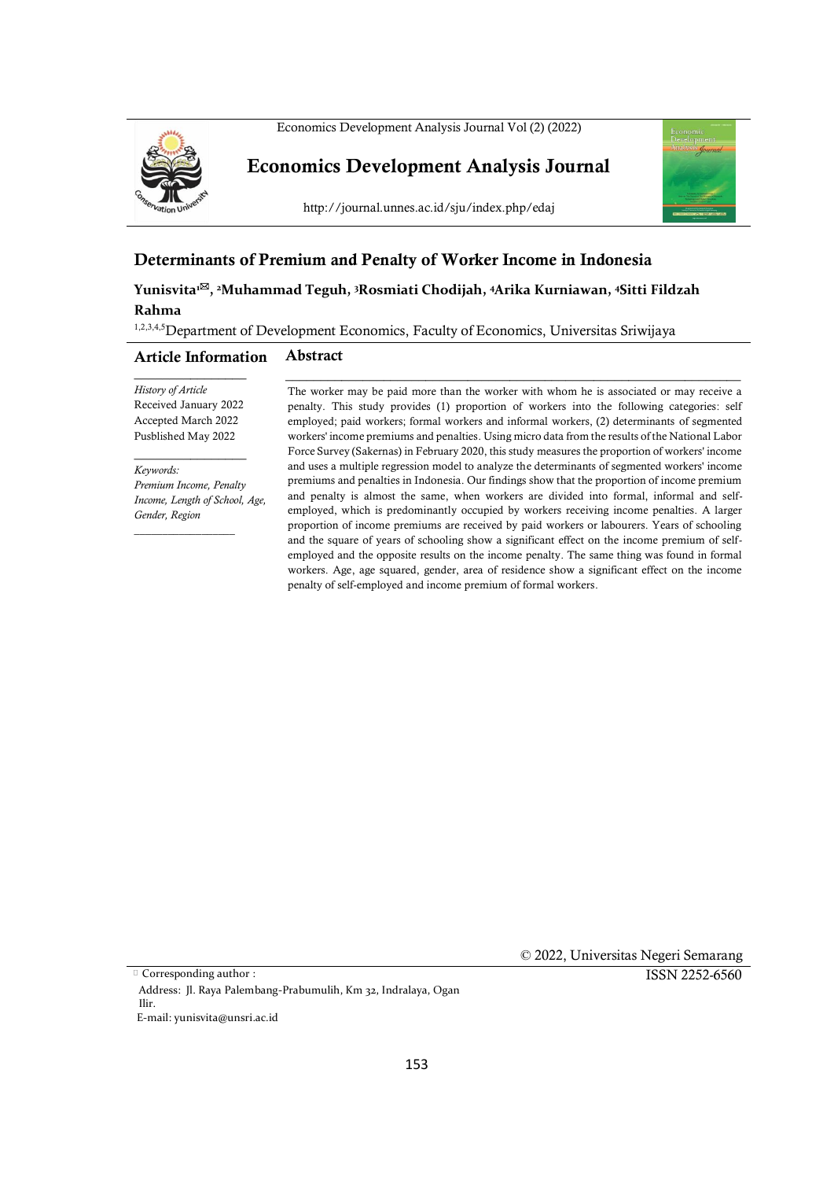# Determinants of Premium and Penalty of Worker Income in Indonesia

**Yunisvita[1]✉, [2]Muhammad Teguh, [3]Rosmiati Chodijah, [4]Arika Kurniawan, [4]Sitti Fildzah Rahma**

[1,2,3,4,5]Department of Development Economics, Faculty of Economics, Universitas Sriwijaya

## Article Information

*History of Article*
Received January 2022
Accepted March 2022
Pusblished May 2022

*Keywords:*
*Premium Income, Penalty Income, Length of School, Age, Gender, Region*

## Abstract

The worker may be paid more than the worker with whom he is associated or may receive a penalty. This study provides (1) proportion of workers into the following categories: self employed; paid workers; formal workers and informal workers, (2) determinants of segmented workers' income premiums and penalties. Using micro data from the results of the National Labor Force Survey (Sakernas) in February 2020, this study measures the proportion of workers' income and uses a multiple regression model to analyze the determinants of segmented workers' income premiums and penalties in Indonesia. Our findings show that the proportion of income premium and penalty is almost the same, when workers are divided into formal, informal and self-employed, which is predominantly occupied by workers receiving income penalties. A larger proportion of income premiums are received by paid workers or labourers. Years of schooling and the square of years of schooling show a significant effect on the income premium of self-employed and the opposite results on the income penalty. The same thing was found in formal workers. Age, age squared, gender, area of residence show a significant effect on the income penalty of self-employed and income premium of formal workers.

© 2022, Universitas Negeri Semarang

ISSN 2252-6560

✉ Corresponding author :
Address: Jl. Raya Palembang-Prabumulih, Km 32, Indralaya, Ogan Ilir.
E-mail: yunisvita@unsri.ac.id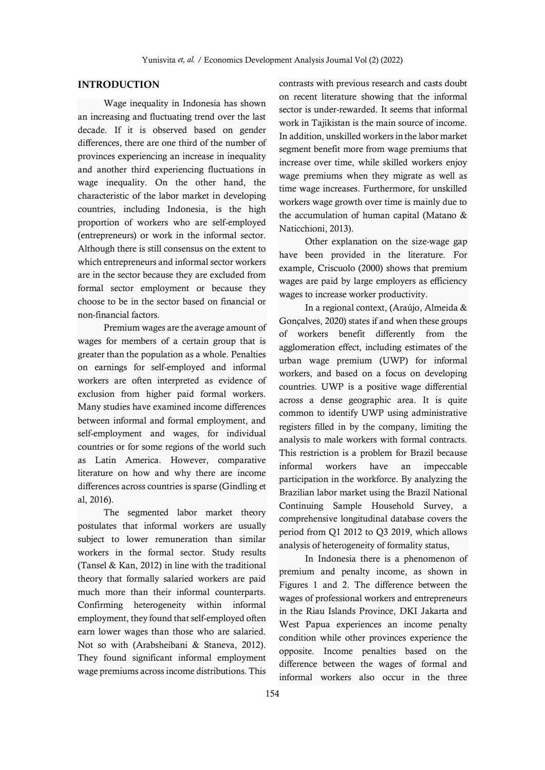## INTRODUCTION

Wage inequality in Indonesia has shown an increasing and fluctuating trend over the last decade. If it is observed based on gender differences, there are one third of the number of provinces experiencing an increase in inequality and another third experiencing fluctuations in wage inequality. On the other hand, the characteristic of the labor market in developing countries, including Indonesia, is the high proportion of workers who are self-employed (entrepreneurs) or work in the informal sector. Although there is still consensus on the extent to which entrepreneurs and informal sector workers are in the sector because they are excluded from formal sector employment or because they choose to be in the sector based on financial or non-financial factors.

Premium wages are the average amount of wages for members of a certain group that is greater than the population as a whole. Penalties on earnings for self-employed and informal workers are often interpreted as evidence of exclusion from higher paid formal workers. Many studies have examined income differences between informal and formal employment, and self-employment and wages, for individual countries or for some regions of the world such as Latin America. However, comparative literature on how and why there are income differences across countries is sparse (Gindling et al, 2016).

The segmented labor market theory postulates that informal workers are usually subject to lower remuneration than similar workers in the formal sector. Study results (Tansel & Kan, 2012) in line with the traditional theory that formally salaried workers are paid much more than their informal counterparts. Confirming heterogeneity within informal employment, they found that self-employed often earn lower wages than those who are salaried. Not so with (Arabsheibani & Staneva, 2012). They found significant informal employment wage premiums across income distributions. This contrasts with previous research and casts doubt on recent literature showing that the informal sector is under-rewarded. It seems that informal work in Tajikistan is the main source of income. In addition, unskilled workers in the labor market segment benefit more from wage premiums that increase over time, while skilled workers enjoy wage premiums when they migrate as well as time wage increases. Furthermore, for unskilled workers wage growth over time is mainly due to the accumulation of human capital (Matano & Naticchioni, 2013).

Other explanation on the size-wage gap have been provided in the literature. For example, Criscuolo (2000) shows that premium wages are paid by large employers as efficiency wages to increase worker productivity.

In a regional context, (Araújo, Almeida & Gonçalves, 2020) states if and when these groups of workers benefit differently from the agglomeration effect, including estimates of the urban wage premium (UWP) for informal workers, and based on a focus on developing countries. UWP is a positive wage differential across a dense geographic area. It is quite common to identify UWP using administrative registers filled in by the company, limiting the analysis to male workers with formal contracts. This restriction is a problem for Brazil because informal workers have an impeccable participation in the workforce. By analyzing the Brazilian labor market using the Brazil National Continuing Sample Household Survey, a comprehensive longitudinal database covers the period from Q1 2012 to Q3 2019, which allows analysis of heterogeneity of formality status,

In Indonesia there is a phenomenon of premium and penalty income, as shown in Figures 1 and 2. The difference between the wages of professional workers and entrepreneurs in the Riau Islands Province, DKI Jakarta and West Papua experiences an income penalty condition while other provinces experience the opposite. Income penalties based on the difference between the wages of formal and informal workers also occur in the three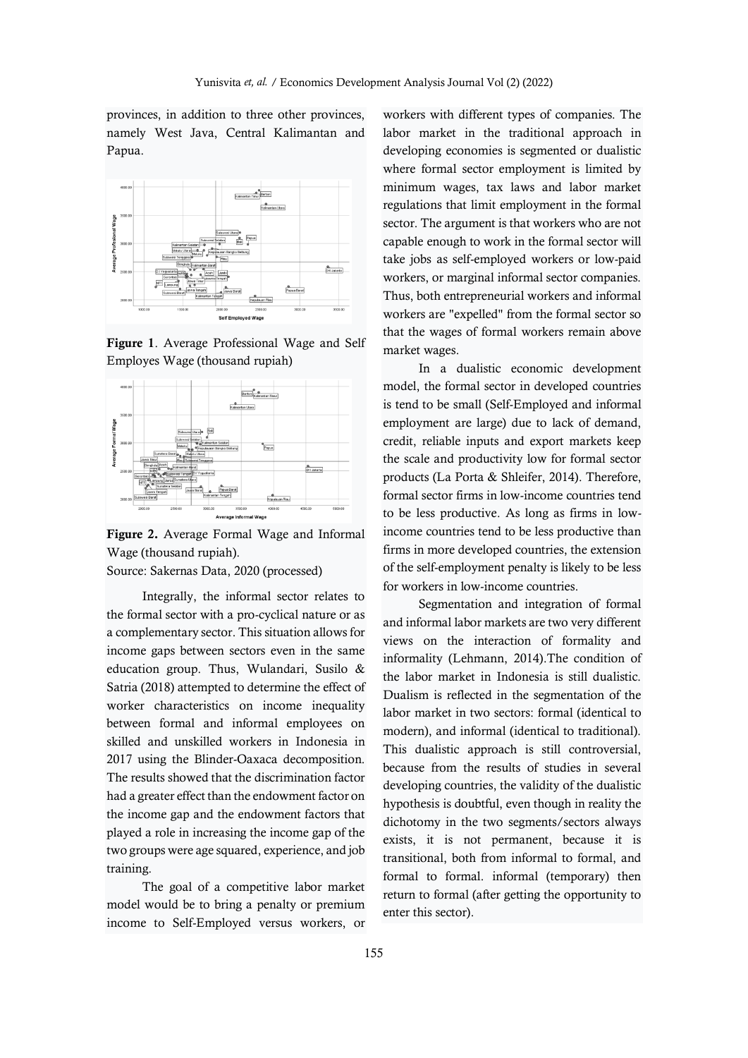provinces, in addition to three other provinces, namely West Java, Central Kalimantan and Papua.

**Figure 1**. Average Professional Wage and Self Employes Wage (thousand rupiah)

**Figure 2.** Average Formal Wage and Informal Wage (thousand rupiah).
Source: Sakernas Data, 2020 (processed)

Integrally, the informal sector relates to the formal sector with a pro-cyclical nature or as a complementary sector. This situation allows for income gaps between sectors even in the same education group. Thus, Wulandari, Susilo & Satria (2018) attempted to determine the effect of worker characteristics on income inequality between formal and informal employees on skilled and unskilled workers in Indonesia in 2017 using the Blinder-Oaxaca decomposition. The results showed that the discrimination factor had a greater effect than the endowment factor on the income gap and the endowment factors that played a role in increasing the income gap of the two groups were age squared, experience, and job training.

The goal of a competitive labor market model would be to bring a penalty or premium income to Self-Employed versus workers, or workers with different types of companies. The labor market in the traditional approach in developing economies is segmented or dualistic where formal sector employment is limited by minimum wages, tax laws and labor market regulations that limit employment in the formal sector. The argument is that workers who are not capable enough to work in the formal sector will take jobs as self-employed workers or low-paid workers, or marginal informal sector companies. Thus, both entrepreneurial workers and informal workers are "expelled" from the formal sector so that the wages of formal workers remain above market wages.

In a dualistic economic development model, the formal sector in developed countries is tend to be small (Self-Employed and informal employment are large) due to lack of demand, credit, reliable inputs and export markets keep the scale and productivity low for formal sector products (La Porta & Shleifer, 2014). Therefore, formal sector firms in low-income countries tend to be less productive. As long as firms in low-income countries tend to be less productive than firms in more developed countries, the extension of the self-employment penalty is likely to be less for workers in low-income countries.

Segmentation and integration of formal and informal labor markets are two very different views on the interaction of formality and informality (Lehmann, 2014).The condition of the labor market in Indonesia is still dualistic. Dualism is reflected in the segmentation of the labor market in two sectors: formal (identical to modern), and informal (identical to traditional). This dualistic approach is still controversial, because from the results of studies in several developing countries, the validity of the dualistic hypothesis is doubtful, even though in reality the dichotomy in the two segments/sectors always exists, it is not permanent, because it is transitional, both from informal to formal, and formal to formal. informal (temporary) then return to formal (after getting the opportunity to enter this sector).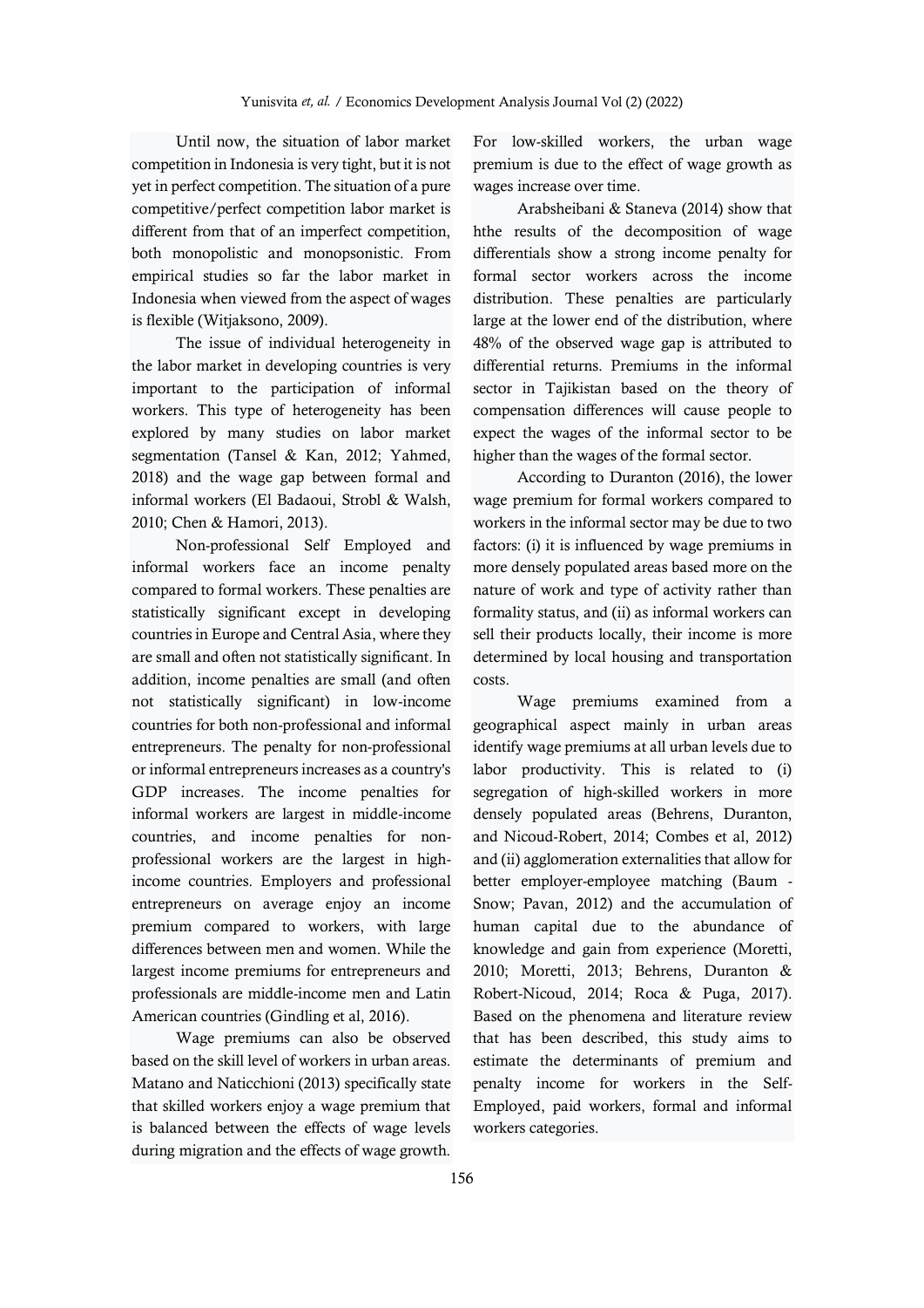Until now, the situation of labor market competition in Indonesia is very tight, but it is not yet in perfect competition. The situation of a pure competitive/perfect competition labor market is different from that of an imperfect competition, both monopolistic and monopsonistic. From empirical studies so far the labor market in Indonesia when viewed from the aspect of wages is flexible (Witjaksono, 2009).

The issue of individual heterogeneity in the labor market in developing countries is very important to the participation of informal workers. This type of heterogeneity has been explored by many studies on labor market segmentation (Tansel & Kan, 2012; Yahmed, 2018) and the wage gap between formal and informal workers (El Badaoui, Strobl & Walsh, 2010; Chen & Hamori, 2013).

Non-professional Self Employed and informal workers face an income penalty compared to formal workers. These penalties are statistically significant except in developing countries in Europe and Central Asia, where they are small and often not statistically significant. In addition, income penalties are small (and often not statistically significant) in low-income countries for both non-professional and informal entrepreneurs. The penalty for non-professional or informal entrepreneurs increases as a country's GDP increases. The income penalties for informal workers are largest in middle-income countries, and income penalties for non-professional workers are the largest in high-income countries. Employers and professional entrepreneurs on average enjoy an income premium compared to workers, with large differences between men and women. While the largest income premiums for entrepreneurs and professionals are middle-income men and Latin American countries (Gindling et al, 2016).

Wage premiums can also be observed based on the skill level of workers in urban areas. Matano and Naticchioni (2013) specifically state that skilled workers enjoy a wage premium that is balanced between the effects of wage levels during migration and the effects of wage growth. For low-skilled workers, the urban wage premium is due to the effect of wage growth as wages increase over time.

Arabsheibani & Staneva (2014) show that hthe results of the decomposition of wage differentials show a strong income penalty for formal sector workers across the income distribution. These penalties are particularly large at the lower end of the distribution, where 48% of the observed wage gap is attributed to differential returns. Premiums in the informal sector in Tajikistan based on the theory of compensation differences will cause people to expect the wages of the informal sector to be higher than the wages of the formal sector.

According to Duranton (2016), the lower wage premium for formal workers compared to workers in the informal sector may be due to two factors: (i) it is influenced by wage premiums in more densely populated areas based more on the nature of work and type of activity rather than formality status, and (ii) as informal workers can sell their products locally, their income is more determined by local housing and transportation costs.

Wage premiums examined from a geographical aspect mainly in urban areas identify wage premiums at all urban levels due to labor productivity. This is related to (i) segregation of high-skilled workers in more densely populated areas (Behrens, Duranton, and Nicoud-Robert, 2014; Combes et al, 2012) and (ii) agglomeration externalities that allow for better employer-employee matching (Baum - Snow; Pavan, 2012) and the accumulation of human capital due to the abundance of knowledge and gain from experience (Moretti, 2010; Moretti, 2013; Behrens, Duranton & Robert-Nicoud, 2014; Roca & Puga, 2017). Based on the phenomena and literature review that has been described, this study aims to estimate the determinants of premium and penalty income for workers in the Self-Employed, paid workers, formal and informal workers categories.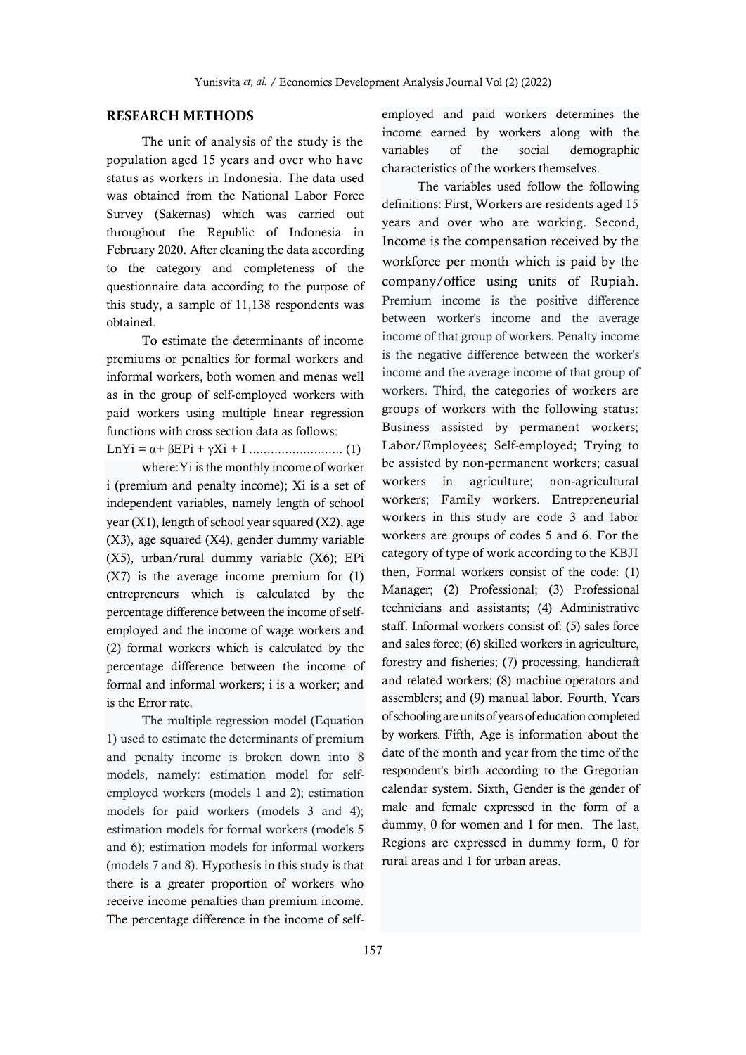## RESEARCH METHODS

The unit of analysis of the study is the population aged 15 years and over who have status as workers in Indonesia. The data used was obtained from the National Labor Force Survey (Sakernas) which was carried out throughout the Republic of Indonesia in February 2020. After cleaning the data according to the category and completeness of the questionnaire data according to the purpose of this study, a sample of 11,138 respondents was obtained.

To estimate the determinants of income premiums or penalties for formal workers and informal workers, both women and menas well as in the group of self-employed workers with paid workers using multiple linear regression functions with cross section data as follows:

$$LnYi = \alpha + \beta EPi + \gamma Xi + I \text{ .......................... } (1)$$

where: Yi is the monthly income of worker i (premium and penalty income); Xi is a set of independent variables, namely length of school year (X1), length of school year squared (X2), age (X3), age squared (X4), gender dummy variable (X5), urban/rural dummy variable (X6); EPi (X7) is the average income premium for (1) entrepreneurs which is calculated by the percentage difference between the income of self-employed and the income of wage workers and (2) formal workers which is calculated by the percentage difference between the income of formal and informal workers; i is a worker; and is the Error rate.

The multiple regression model (Equation 1) used to estimate the determinants of premium and penalty income is broken down into 8 models, namely: estimation model for self-employed workers (models 1 and 2); estimation models for paid workers (models 3 and 4); estimation models for formal workers (models 5 and 6); estimation models for informal workers (models 7 and 8). Hypothesis in this study is that there is a greater proportion of workers who receive income penalties than premium income. The percentage difference in the income of self-employed and paid workers determines the income earned by workers along with the variables of the social demographic characteristics of the workers themselves.

The variables used follow the following definitions: First, Workers are residents aged 15 years and over who are working. Second, Income is the compensation received by the workforce per month which is paid by the company/office using units of Rupiah. Premium income is the positive difference between worker's income and the average income of that group of workers. Penalty income is the negative difference between the worker's income and the average income of that group of workers. Third, the categories of workers are groups of workers with the following status: Business assisted by permanent workers; Labor/Employees; Self-employed; Trying to be assisted by non-permanent workers; casual workers in agriculture; non-agricultural workers; Family workers. Entrepreneurial workers in this study are code 3 and labor workers are groups of codes 5 and 6. For the category of type of work according to the KBJI then, Formal workers consist of the code: (1) Manager; (2) Professional; (3) Professional technicians and assistants; (4) Administrative staff. Informal workers consist of: (5) sales force and sales force; (6) skilled workers in agriculture, forestry and fisheries; (7) processing, handicraft and related workers; (8) machine operators and assemblers; and (9) manual labor. Fourth, Years of schooling are units of years of education completed by workers. Fifth, Age is information about the date of the month and year from the time of the respondent's birth according to the Gregorian calendar system. Sixth, Gender is the gender of male and female expressed in the form of a dummy, 0 for women and 1 for men. The last, Regions are expressed in dummy form, 0 for rural areas and 1 for urban areas.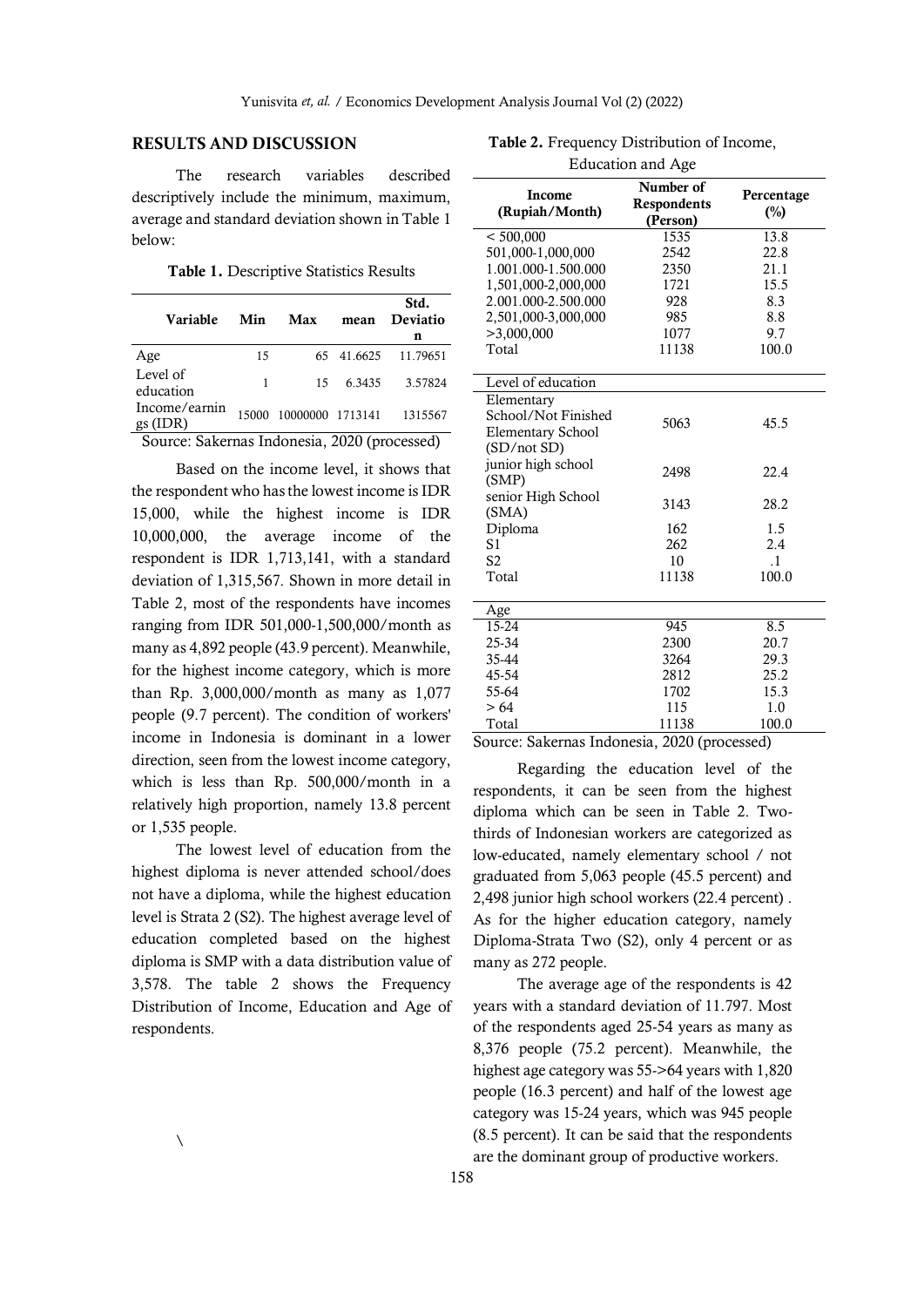## RESULTS AND DISCUSSION

The research variables described descriptively include the minimum, maximum, average and standard deviation shown in Table 1 below:

**Table 1.** Descriptive Statistics Results

| Variable | Min | Max | mean | Std. Deviation |
|---|---|---|---|---|
| Age | 15 | 65 | 41.6625 | 11.79651 |
| Level of education | 1 | 15 | 6.3435 | 3.57824 |
| Income/earnings (IDR) | 15000 | 10000000 | 1713141 | 1315567 |

Source: Sakernas Indonesia, 2020 (processed)

Based on the income level, it shows that the respondent who has the lowest income is IDR 15,000, while the highest income is IDR 10,000,000, the average income of the respondent is IDR 1,713,141, with a standard deviation of 1,315,567. Shown in more detail in Table 2, most of the respondents have incomes ranging from IDR 501,000-1,500,000/month as many as 4,892 people (43.9 percent). Meanwhile, for the highest income category, which is more than Rp. 3,000,000/month as many as 1,077 people (9.7 percent). The condition of workers' income in Indonesia is dominant in a lower direction, seen from the lowest income category, which is less than Rp. 500,000/month in a relatively high proportion, namely 13.8 percent or 1,535 people.

The lowest level of education from the highest diploma is never attended school/does not have a diploma, while the highest education level is Strata 2 (S2). The highest average level of education completed based on the highest diploma is SMP with a data distribution value of 3,578. The table 2 shows the Frequency Distribution of Income, Education and Age of respondents.

\

**Table 2.** Frequency Distribution of Income, Education and Age

| Income (Rupiah/Month) | Number of Respondents (Person) | Percentage (%) |
|---|---|---|
| < 500,000 | 1535 | 13.8 |
| 501,000-1,000,000 | 2542 | 22.8 |
| 1.001.000-1.500.000 | 2350 | 21.1 |
| 1,501,000-2,000,000 | 1721 | 15.5 |
| 2.001.000-2.500.000 | 928 | 8.3 |
| 2,501,000-3,000,000 | 985 | 8.8 |
| >3,000,000 | 1077 | 9.7 |
| Total | 11138 | 100.0 |
| **Level of education** | | |
| Elementary School/Not Finished Elementary School (SD/not SD) | 5063 | 45.5 |
| junior high school (SMP) | 2498 | 22.4 |
| senior High School (SMA) | 3143 | 28.2 |
| Diploma | 162 | 1.5 |
| S1 | 262 | 2.4 |
| S2 | 10 | .1 |
| Total | 11138 | 100.0 |
| **Age** | | |
| 15-24 | 945 | 8.5 |
| 25-34 | 2300 | 20.7 |
| 35-44 | 3264 | 29.3 |
| 45-54 | 2812 | 25.2 |
| 55-64 | 1702 | 15.3 |
| > 64 | 115 | 1.0 |
| Total | 11138 | 100.0 |

Source: Sakernas Indonesia, 2020 (processed)

Regarding the education level of the respondents, it can be seen from the highest diploma which can be seen in Table 2. Two-thirds of Indonesian workers are categorized as low-educated, namely elementary school / not graduated from 5,063 people (45.5 percent) and 2,498 junior high school workers (22.4 percent) . As for the higher education category, namely Diploma-Strata Two (S2), only 4 percent or as many as 272 people.

The average age of the respondents is 42 years with a standard deviation of 11.797. Most of the respondents aged 25-54 years as many as 8,376 people (75.2 percent). Meanwhile, the highest age category was 55->64 years with 1,820 people (16.3 percent) and half of the lowest age category was 15-24 years, which was 945 people (8.5 percent). It can be said that the respondents are the dominant group of productive workers.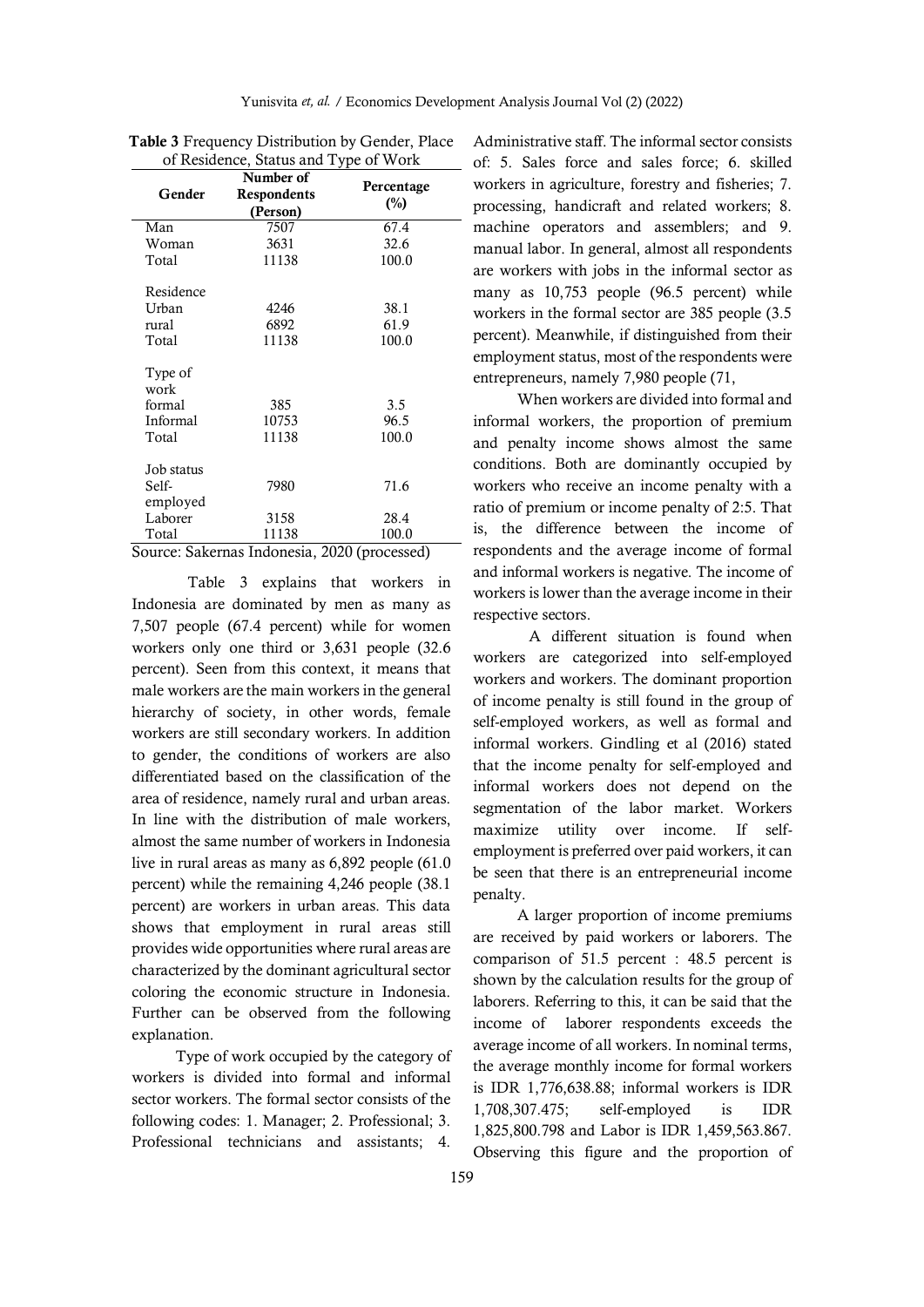**Table 3** Frequency Distribution by Gender, Place of Residence, Status and Type of Work

| Gender | Number of Respondents (Person) | Percentage (%) |
|---|---|---|
| Man | 7507 | 67.4 |
| Woman | 3631 | 32.6 |
| Total | 11138 | 100.0 |
| Residence | | |
| Urban | 4246 | 38.1 |
| rural | 6892 | 61.9 |
| Total | 11138 | 100.0 |
| Type of work | | |
| formal | 385 | 3.5 |
| Informal | 10753 | 96.5 |
| Total | 11138 | 100.0 |
| Job status | | |
| Self-employed | 7980 | 71.6 |
| Laborer | 3158 | 28.4 |
| Total | 11138 | 100.0 |

Source: Sakernas Indonesia, 2020 (processed)

Table 3 explains that workers in Indonesia are dominated by men as many as 7,507 people (67.4 percent) while for women workers only one third or 3,631 people (32.6 percent). Seen from this context, it means that male workers are the main workers in the general hierarchy of society, in other words, female workers are still secondary workers. In addition to gender, the conditions of workers are also differentiated based on the classification of the area of residence, namely rural and urban areas. In line with the distribution of male workers, almost the same number of workers in Indonesia live in rural areas as many as 6,892 people (61.0 percent) while the remaining 4,246 people (38.1 percent) are workers in urban areas. This data shows that employment in rural areas still provides wide opportunities where rural areas are characterized by the dominant agricultural sector coloring the economic structure in Indonesia. Further can be observed from the following explanation.

Type of work occupied by the category of workers is divided into formal and informal sector workers. The formal sector consists of the following codes: 1. Manager; 2. Professional; 3. Professional technicians and assistants; 4. Administrative staff. The informal sector consists of: 5. Sales force and sales force; 6. skilled workers in agriculture, forestry and fisheries; 7. processing, handicraft and related workers; 8. machine operators and assemblers; and 9. manual labor. In general, almost all respondents are workers with jobs in the informal sector as many as 10,753 people (96.5 percent) while workers in the formal sector are 385 people (3.5 percent). Meanwhile, if distinguished from their employment status, most of the respondents were entrepreneurs, namely 7,980 people (71,

When workers are divided into formal and informal workers, the proportion of premium and penalty income shows almost the same conditions. Both are dominantly occupied by workers who receive an income penalty with a ratio of premium or income penalty of 2:5. That is, the difference between the income of respondents and the average income of formal and informal workers is negative. The income of workers is lower than the average income in their respective sectors.

A different situation is found when workers are categorized into self-employed workers and workers. The dominant proportion of income penalty is still found in the group of self-employed workers, as well as formal and informal workers. Gindling et al (2016) stated that the income penalty for self-employed and informal workers does not depend on the segmentation of the labor market. Workers maximize utility over income. If self-employment is preferred over paid workers, it can be seen that there is an entrepreneurial income penalty.

A larger proportion of income premiums are received by paid workers or laborers. The comparison of 51.5 percent : 48.5 percent is shown by the calculation results for the group of laborers. Referring to this, it can be said that the income of laborer respondents exceeds the average income of all workers. In nominal terms, the average monthly income for formal workers is IDR 1,776,638.88; informal workers is IDR 1,708,307.475; self-employed is IDR 1,825,800.798 and Labor is IDR 1,459,563.867. Observing this figure and the proportion of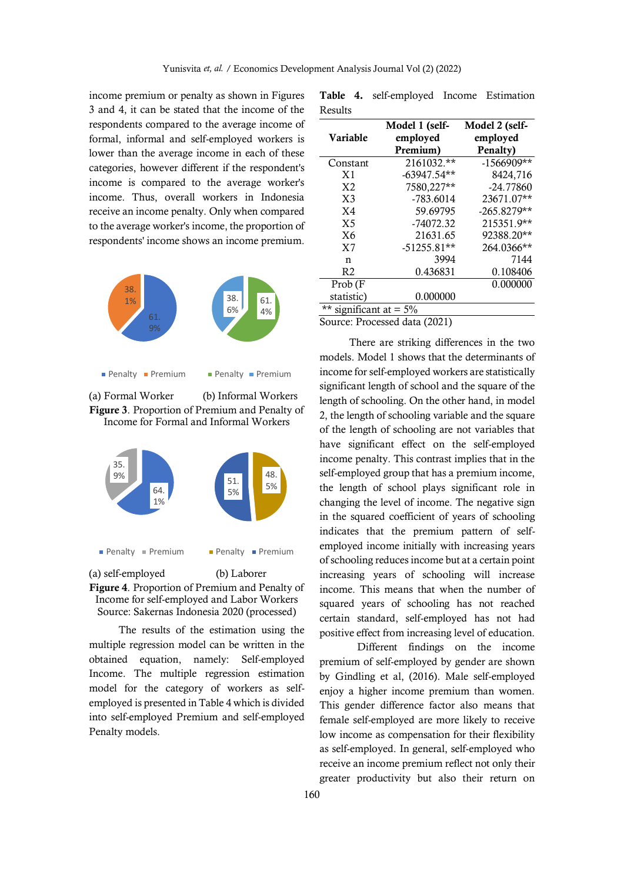income premium or penalty as shown in Figures 3 and 4, it can be stated that the income of the respondents compared to the average income of formal, informal and self-employed workers is lower than the average income in each of these categories, however different if the respondent's income is compared to the average worker's income. Thus, overall workers in Indonesia receive an income penalty. Only when compared to the average worker's income, the proportion of respondents' income shows an income premium.

(a) Formal Worker (b) Informal Workers

**Figure 3**. Proportion of Premium and Penalty of Income for Formal and Informal Workers

(a) self-employed (b) Laborer

**Figure 4**. Proportion of Premium and Penalty of Income for self-employed and Labor Workers

Source: Sakernas Indonesia 2020 (processed)

The results of the estimation using the multiple regression model can be written in the obtained equation, namely: Self-employed Income. The multiple regression estimation model for the category of workers as self-employed is presented in Table 4 which is divided into self-employed Premium and self-employed Penalty models.

**Table 4.** self-employed Income Estimation Results

| Variable | Model 1 (self-employed Premium) | Model 2 (self-employed Penalty) |
|---|---|---|
| Constant | 2161032.** | -1566909** |
| X1 | -63947.54** | 8424,716 |
| X2 | 7580,227** | -24.77860 |
| X3 | -783.6014 | 23671.07** |
| X4 | 59.69795 | -265.8279** |
| X5 | -74072.32 | 215351.9** |
| X6 | 21631.65 | 92388.20** |
| X7 | -51255.81** | 264.0366** |
| n | 3994 | 7144 |
| R2 | 0.436831 | 0.108406 |
| Prob (F statistic) | 0.000000 | 0.000000 |

** significant at = 5%

Source: Processed data (2021)

There are striking differences in the two models. Model 1 shows that the determinants of income for self-employed workers are statistically significant length of school and the square of the length of schooling. On the other hand, in model 2, the length of schooling variable and the square of the length of schooling are not variables that have significant effect on the self-employed income penalty. This contrast implies that in the self-employed group that has a premium income, the length of school plays significant role in changing the level of income. The negative sign in the squared coefficient of years of schooling indicates that the premium pattern of self-employed income initially with increasing years of schooling reduces income but at a certain point increasing years of schooling will increase income. This means that when the number of squared years of schooling has not reached certain standard, self-employed has not had positive effect from increasing level of education.

Different findings on the income premium of self-employed by gender are shown by Gindling et al, (2016). Male self-employed enjoy a higher income premium than women. This gender difference factor also means that female self-employed are more likely to receive low income as compensation for their flexibility as self-employed. In general, self-employed who receive an income premium reflect not only their greater productivity but also their return on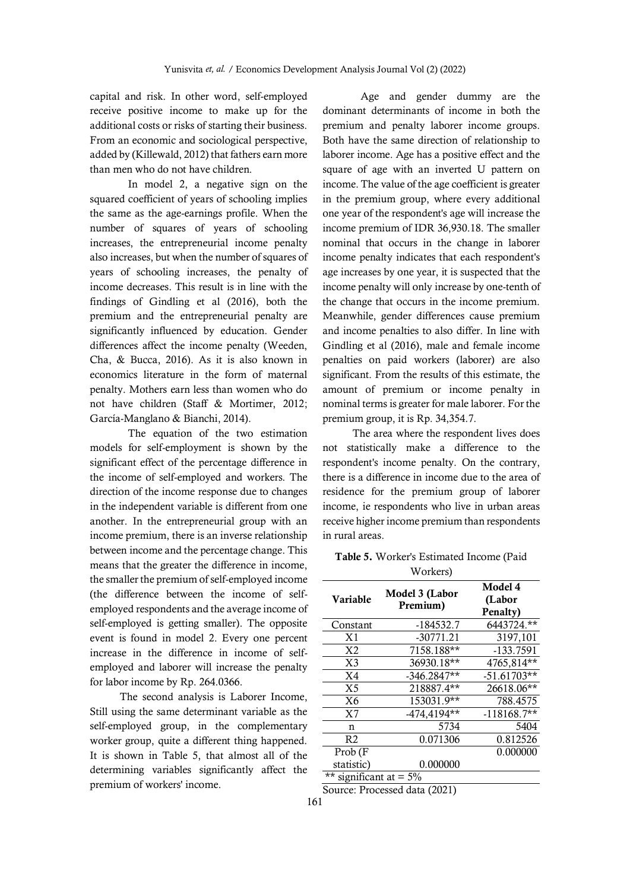capital and risk. In other word, self-employed receive positive income to make up for the additional costs or risks of starting their business. From an economic and sociological perspective, added by (Killewald, 2012) that fathers earn more than men who do not have children.

In model 2, a negative sign on the squared coefficient of years of schooling implies the same as the age-earnings profile. When the number of squares of years of schooling increases, the entrepreneurial income penalty also increases, but when the number of squares of years of schooling increases, the penalty of income decreases. This result is in line with the findings of Gindling et al (2016), both the premium and the entrepreneurial penalty are significantly influenced by education. Gender differences affect the income penalty (Weeden, Cha, & Bucca, 2016). As it is also known in economics literature in the form of maternal penalty. Mothers earn less than women who do not have children (Staff & Mortimer, 2012; García-Manglano & Bianchi, 2014).

The equation of the two estimation models for self-employment is shown by the significant effect of the percentage difference in the income of self-employed and workers. The direction of the income response due to changes in the independent variable is different from one another. In the entrepreneurial group with an income premium, there is an inverse relationship between income and the percentage change. This means that the greater the difference in income, the smaller the premium of self-employed income (the difference between the income of self-employed respondents and the average income of self-employed is getting smaller). The opposite event is found in model 2. Every one percent increase in the difference in income of self-employed and laborer will increase the penalty for labor income by Rp. 264.0366.

The second analysis is Laborer Income, Still using the same determinant variable as the self-employed group, in the complementary worker group, quite a different thing happened. It is shown in Table 5, that almost all of the determining variables significantly affect the premium of workers' income.

Age and gender dummy are the dominant determinants of income in both the premium and penalty laborer income groups. Both have the same direction of relationship to laborer income. Age has a positive effect and the square of age with an inverted U pattern on income. The value of the age coefficient is greater in the premium group, where every additional one year of the respondent's age will increase the income premium of IDR 36,930.18. The smaller nominal that occurs in the change in laborer income penalty indicates that each respondent's age increases by one year, it is suspected that the income penalty will only increase by one-tenth of the change that occurs in the income premium. Meanwhile, gender differences cause premium and income penalties to also differ. In line with Gindling et al (2016), male and female income penalties on paid workers (laborer) are also significant. From the results of this estimate, the amount of premium or income penalty in nominal terms is greater for male laborer. For the premium group, it is Rp. 34,354.7.

The area where the respondent lives does not statistically make a difference to the respondent's income penalty. On the contrary, there is a difference in income due to the area of residence for the premium group of laborer income, ie respondents who live in urban areas receive higher income premium than respondents in rural areas.

**Table 5.** Worker's Estimated Income (Paid Workers)

| Variable | Model 3 (Labor Premium) | Model 4 (Labor Penalty) |
|---|---|---|
| Constant | -184532.7 | 6443724.** |
| X1 | -30771.21 | 3197,101 |
| X2 | 7158.188** | -133.7591 |
| X3 | 36930.18** | 4765,814** |
| X4 | -346.2847** | -51.61703** |
| X5 | 218887.4** | 26618.06** |
| X6 | 153031.9** | 788.4575 |
| X7 | -474,4194** | -118168.7** |
| n | 5734 | 5404 |
| R2 | 0.071306 | 0.812526 |
| Prob (F statistic) | 0.000000 | 0.000000 |

** significant at = 5%

Source: Processed data (2021)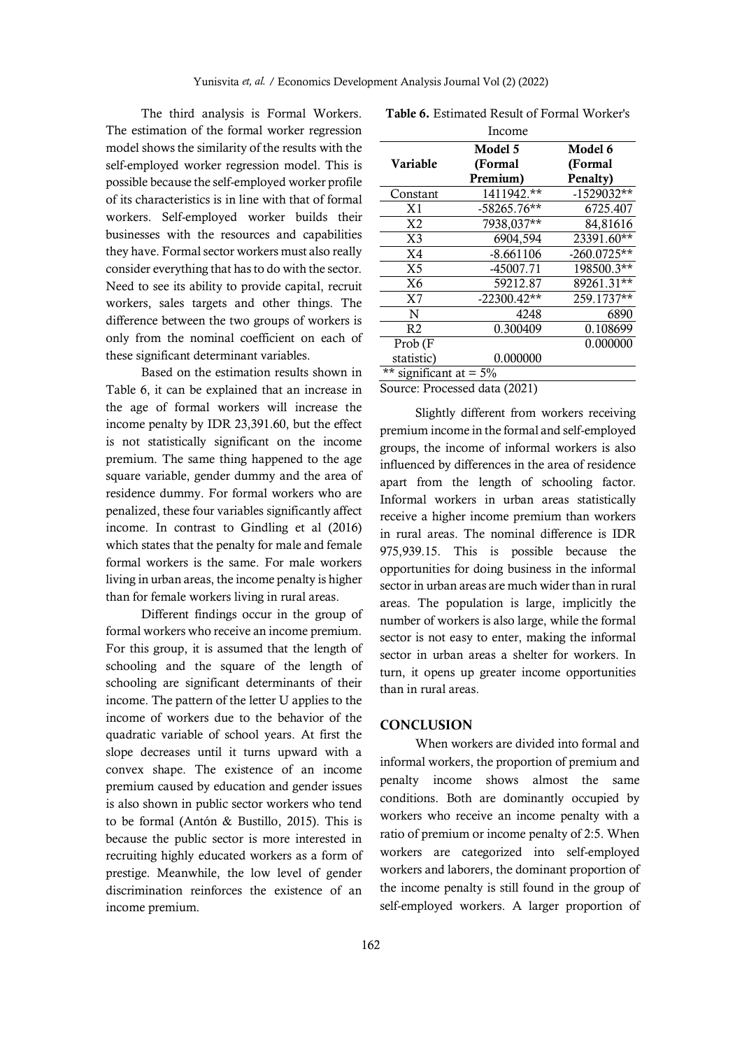The third analysis is Formal Workers. The estimation of the formal worker regression model shows the similarity of the results with the self-employed worker regression model. This is possible because the self-employed worker profile of its characteristics is in line with that of formal workers. Self-employed worker builds their businesses with the resources and capabilities they have. Formal sector workers must also really consider everything that has to do with the sector. Need to see its ability to provide capital, recruit workers, sales targets and other things. The difference between the two groups of workers is only from the nominal coefficient on each of these significant determinant variables.

Based on the estimation results shown in Table 6, it can be explained that an increase in the age of formal workers will increase the income penalty by IDR 23,391.60, but the effect is not statistically significant on the income premium. The same thing happened to the age square variable, gender dummy and the area of residence dummy. For formal workers who are penalized, these four variables significantly affect income. In contrast to Gindling et al (2016) which states that the penalty for male and female formal workers is the same. For male workers living in urban areas, the income penalty is higher than for female workers living in rural areas.

Different findings occur in the group of formal workers who receive an income premium. For this group, it is assumed that the length of schooling and the square of the length of schooling are significant determinants of their income. The pattern of the letter U applies to the income of workers due to the behavior of the quadratic variable of school years. At first the slope decreases until it turns upward with a convex shape. The existence of an income premium caused by education and gender issues is also shown in public sector workers who tend to be formal (Antón & Bustillo, 2015). This is because the public sector is more interested in recruiting highly educated workers as a form of prestige. Meanwhile, the low level of gender discrimination reinforces the existence of an income premium.

**Table 6.** Estimated Result of Formal Worker's Income

| Variable | Model 5 (Formal Premium) | Model 6 (Formal Penalty) |
|---|---|---|
| Constant | 1411942.** | -1529032** |
| X1 | -58265.76** | 6725.407 |
| X2 | 7938,037** | 84,81616 |
| X3 | 6904,594 | 23391.60** |
| X4 | -8.661106 | -260.0725** |
| X5 | -45007.71 | 198500.3** |
| X6 | 59212.87 | 89261.31** |
| X7 | -22300.42** | 259.1737** |
| N | 4248 | 6890 |
| R2 | 0.300409 | 0.108699 |
| Prob (F statistic) | 0.000000 | 0.000000 |

** significant at = 5%

Source: Processed data (2021)

Slightly different from workers receiving premium income in the formal and self-employed groups, the income of informal workers is also influenced by differences in the area of residence apart from the length of schooling factor. Informal workers in urban areas statistically receive a higher income premium than workers in rural areas. The nominal difference is IDR 975,939.15. This is possible because the opportunities for doing business in the informal sector in urban areas are much wider than in rural areas. The population is large, implicitly the number of workers is also large, while the formal sector is not easy to enter, making the informal sector in urban areas a shelter for workers. In turn, it opens up greater income opportunities than in rural areas.

## CONCLUSION

When workers are divided into formal and informal workers, the proportion of premium and penalty income shows almost the same conditions. Both are dominantly occupied by workers who receive an income penalty with a ratio of premium or income penalty of 2:5. When workers are categorized into self-employed workers and laborers, the dominant proportion of the income penalty is still found in the group of self-employed workers. A larger proportion of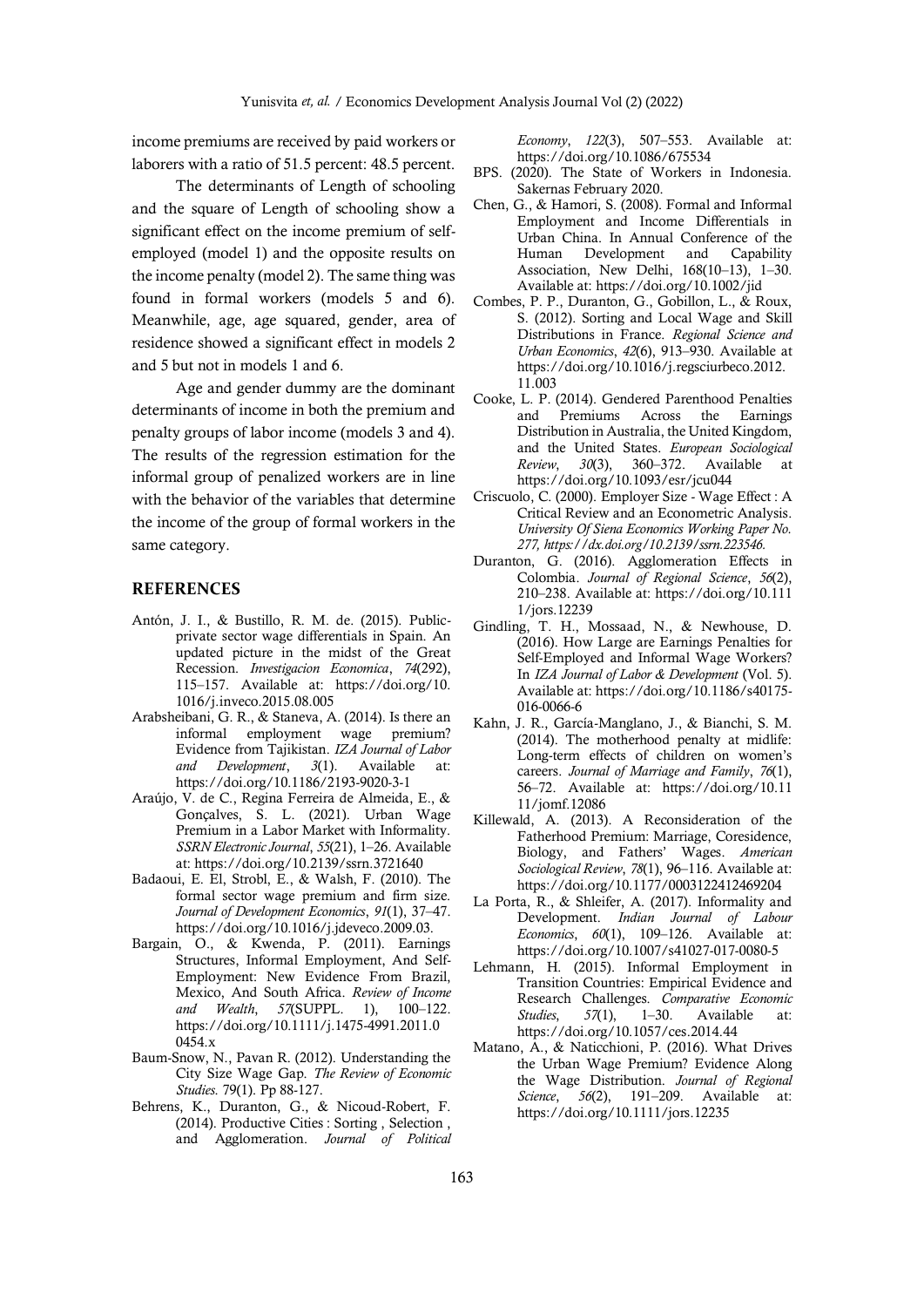income premiums are received by paid workers or laborers with a ratio of 51.5 percent: 48.5 percent.

The determinants of Length of schooling and the square of Length of schooling show a significant effect on the income premium of self-employed (model 1) and the opposite results on the income penalty (model 2). The same thing was found in formal workers (models 5 and 6). Meanwhile, age, age squared, gender, area of residence showed a significant effect in models 2 and 5 but not in models 1 and 6.

Age and gender dummy are the dominant determinants of income in both the premium and penalty groups of labor income (models 3 and 4). The results of the regression estimation for the informal group of penalized workers are in line with the behavior of the variables that determine the income of the group of formal workers in the same category.

## REFERENCES

- Antón, J. I., & Bustillo, R. M. de. (2015). Public-private sector wage differentials in Spain. An updated picture in the midst of the Great Recession. *Investigacion Economica*, *74*(292), 115–157. Available at: https://doi.org/10.1016/j.inveco.2015.08.005
- Arabsheibani, G. R., & Staneva, A. (2014). Is there an informal employment wage premium? Evidence from Tajikistan. *IZA Journal of Labor and Development*, *3*(1). Available at: https://doi.org/10.1186/2193-9020-3-1
- Araújo, V. de C., Regina Ferreira de Almeida, E., & Gonçalves, S. L. (2021). Urban Wage Premium in a Labor Market with Informality. *SSRN Electronic Journal*, *55*(21), 1–26. Available at: https://doi.org/10.2139/ssrn.3721640
- Badaoui, E. El, Strobl, E., & Walsh, F. (2010). The formal sector wage premium and firm size. *Journal of Development Economics*, *91*(1), 37–47. https://doi.org/10.1016/j.jdeveco.2009.03.
- Bargain, O., & Kwenda, P. (2011). Earnings Structures, Informal Employment, And Self-Employment: New Evidence From Brazil, Mexico, And South Africa. *Review of Income and Wealth*, *57*(SUPPL. 1), 100–122. https://doi.org/10.1111/j.1475-4991.2011.00454.x
- Baum-Snow, N., Pavan R. (2012). Understanding the City Size Wage Gap. *The Review of Economic Studies*. 79(1). Pp 88-127.
- Behrens, K., Duranton, G., & Nicoud-Robert, F. (2014). Productive Cities : Sorting , Selection , and Agglomeration. *Journal of Political Economy*, *122*(3), 507–553. Available at: https://doi.org/10.1086/675534
- BPS. (2020). The State of Workers in Indonesia. Sakernas February 2020.
- Chen, G., & Hamori, S. (2008). Formal and Informal Employment and Income Differentials in Urban China. In Annual Conference of the Human Development and Capability Association, New Delhi, 168(10–13), 1–30. Available at: https://doi.org/10.1002/jid
- Combes, P. P., Duranton, G., Gobillon, L., & Roux, S. (2012). Sorting and Local Wage and Skill Distributions in France. *Regional Science and Urban Economics*, *42*(6), 913–930. Available at: https://doi.org/10.1016/j.regsciurbeco.2012.11.003
- Cooke, L. P. (2014). Gendered Parenthood Penalties and Premiums Across the Earnings Distribution in Australia, the United Kingdom, and the United States. *European Sociological Review*, *30*(3), 360–372. Available at https://doi.org/10.1093/esr/jcu044
- Criscuolo, C. (2000). Employer Size - Wage Effect : A Critical Review and an Econometric Analysis. *University Of Siena Economics Working Paper No. 277, https://dx.doi.org/10.2139/ssrn.223546.*
- Duranton, G. (2016). Agglomeration Effects in Colombia. *Journal of Regional Science*, *56*(2), 210–238. Available at: https://doi.org/10.1111/jors.12239
- Gindling, T. H., Mossaad, N., & Newhouse, D. (2016). How Large are Earnings Penalties for Self-Employed and Informal Wage Workers? In *IZA Journal of Labor & Development* (Vol. 5). Available at: https://doi.org/10.1186/s40175-016-0066-6
- Kahn, J. R., García-Manglano, J., & Bianchi, S. M. (2014). The motherhood penalty at midlife: Long-term effects of children on women's careers. *Journal of Marriage and Family*, *76*(1), 56–72. Available at: https://doi.org/10.1111/jomf.12086
- Killewald, A. (2013). A Reconsideration of the Fatherhood Premium: Marriage, Coresidence, Biology, and Fathers' Wages. *American Sociological Review*, *78*(1), 96–116. Available at: https://doi.org/10.1177/0003122412469204
- La Porta, R., & Shleifer, A. (2017). Informality and Development. *Indian Journal of Labour Economics*, *60*(1), 109–126. Available at: https://doi.org/10.1007/s41027-017-0080-5
- Lehmann, H. (2015). Informal Employment in Transition Countries: Empirical Evidence and Research Challenges. *Comparative Economic Studies*, *57*(1), 1–30. Available at: https://doi.org/10.1057/ces.2014.44
- Matano, A., & Naticchioni, P. (2016). What Drives the Urban Wage Premium? Evidence Along the Wage Distribution. *Journal of Regional Science*, *56*(2), 191–209. Available at: https://doi.org/10.1111/jors.12235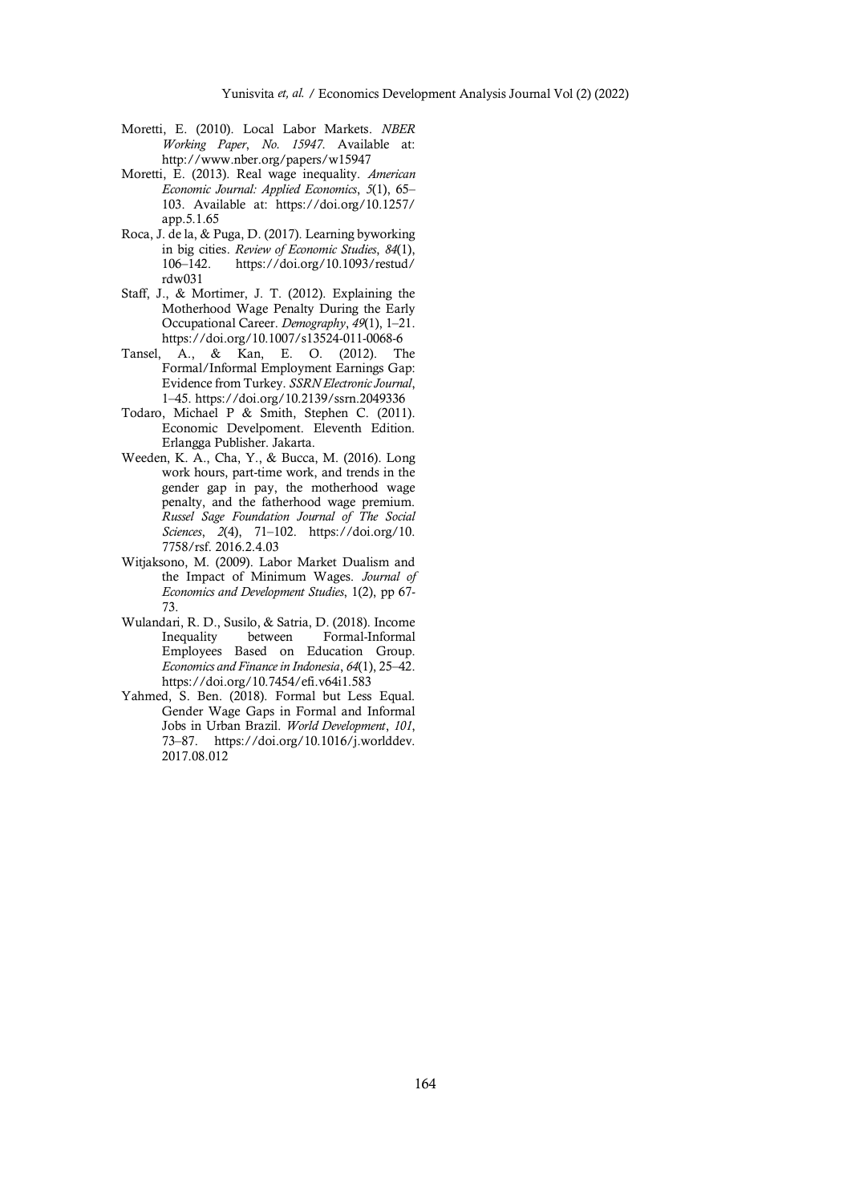Moretti, E. (2010). Local Labor Markets. *NBER Working Paper*, *No. 15947.* Available at: http://www.nber.org/papers/w15947

Moretti, E. (2013). Real wage inequality. *American Economic Journal: Applied Economics*, *5*(1), 65–103. Available at: https://doi.org/10.1257/app.5.1.65

Roca, J. de la, & Puga, D. (2017). Learning byworking in big cities. *Review of Economic Studies*, *84*(1), 106–142. https://doi.org/10.1093/restud/rdw031

Staff, J., & Mortimer, J. T. (2012). Explaining the Motherhood Wage Penalty During the Early Occupational Career. *Demography*, *49*(1), 1–21. https://doi.org/10.1007/s13524-011-0068-6

Tansel, A., & Kan, E. O. (2012). The Formal/Informal Employment Earnings Gap: Evidence from Turkey. *SSRN Electronic Journal*, 1–45. https://doi.org/10.2139/ssrn.2049336

Todaro, Michael P & Smith, Stephen C. (2011). Economic Develpoment. Eleventh Edition. Erlangga Publisher. Jakarta.

Weeden, K. A., Cha, Y., & Bucca, M. (2016). Long work hours, part-time work, and trends in the gender gap in pay, the motherhood wage penalty, and the fatherhood wage premium. *Russel Sage Foundation Journal of The Social Sciences*, *2*(4), 71–102. https://doi.org/10.7758/rsf. 2016.2.4.03

Witjaksono, M. (2009). Labor Market Dualism and the Impact of Minimum Wages. *Journal of Economics and Development Studies*, 1(2), pp 67-73.

Wulandari, R. D., Susilo, & Satria, D. (2018). Income Inequality between Formal-Informal Employees Based on Education Group. *Economics and Finance in Indonesia*, *64*(1), 25–42. https://doi.org/10.7454/efi.v64i1.583

Yahmed, S. Ben. (2018). Formal but Less Equal. Gender Wage Gaps in Formal and Informal Jobs in Urban Brazil. *World Development*, *101*, 73–87. https://doi.org/10.1016/j.worlddev. 2017.08.012